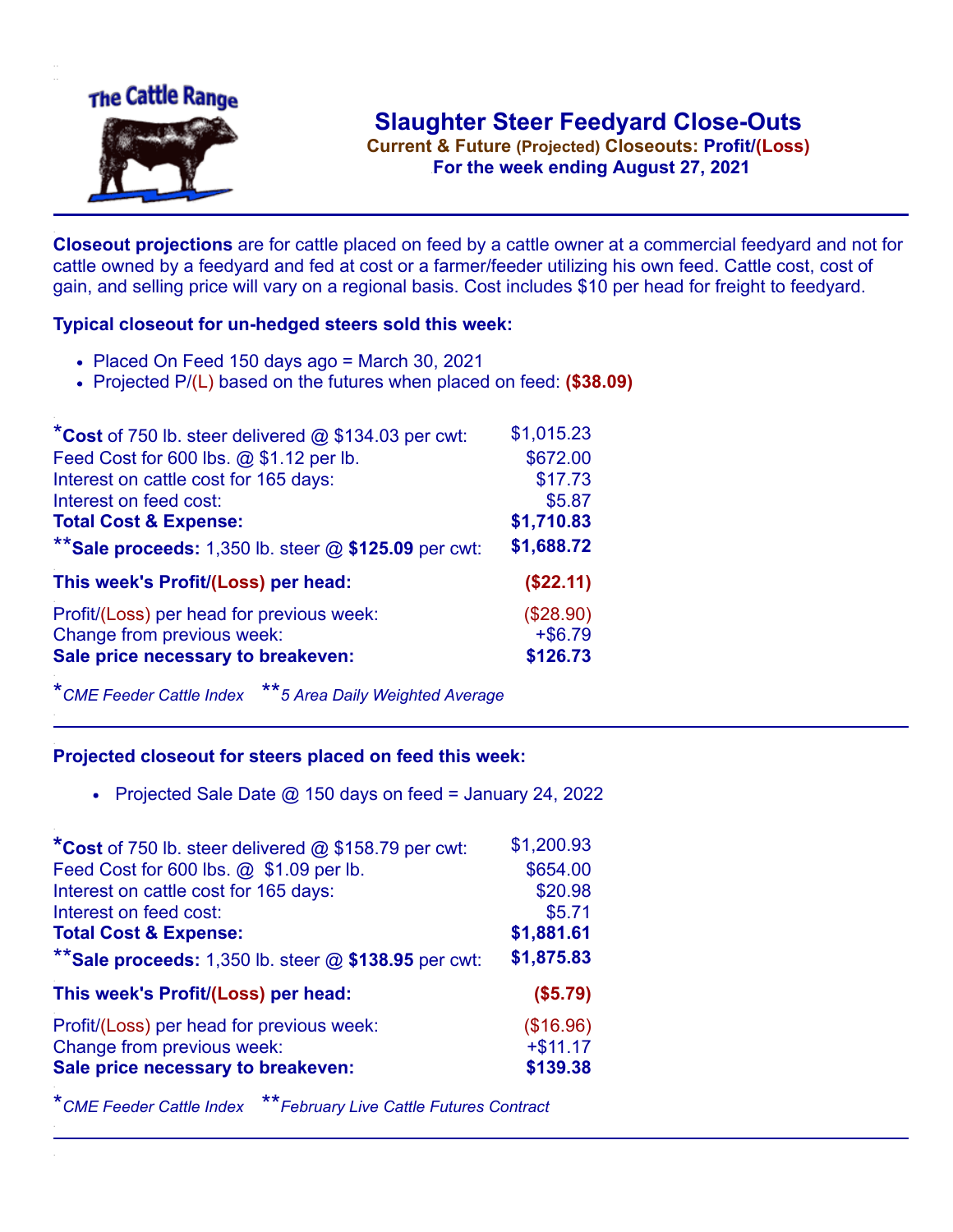The Cattle Range

# Slaughter Steer Feedyard Close-Outs

**Current & Future (Projected) Closeouts: Profit/(Loss)**

**For the week ending August 27, 2021**

**Closeout projections** are for cattle placed on feed by a cattle owner at a commercial feedyard and not for cattle owned by a feedyard and fed at cost or a farmer/feeder utilizing his own feed. Cattle cost, cost of gain, and selling price will vary on a regional basis. Cost includes $10 per head for freight to feedyard.

### Typical closeout for un-hedged steers sold this week:

- Placed On Feed 150 days ago = March 30, 2021
- Projected P/(L) based on the futures when placed on feed: **($38.09)**

| | |
|---|---|
| ***Cost** of 750 lb. steer delivered @ $134.03 per cwt: | $1,015.23 |
| Feed Cost for 600 lbs. @ $1.12 per lb. | $672.00 |
| Interest on cattle cost for 165 days: | $17.73 |
| Interest on feed cost: | $5.87 |
| **Total Cost & Expense:** | **$1,710.83** |
| ****Sale proceeds:** 1,350 lb. steer @ **$125.09** per cwt: | **$1,688.72** |
| **This week's Profit/(Loss) per head:** | **($22.11)** |
| Profit/(Loss) per head for previous week: | ($28.90) |
| Change from previous week: | +$6.79 |
| **Sale price necessary to breakeven:** | **$126.73** |

*\*CME Feeder Cattle Index* *\*\*5 Area Daily Weighted Average*

### Projected closeout for steers placed on feed this week:

- Projected Sale Date @ 150 days on feed = January 24, 2022

| | |
|---|---|
| ***Cost** of 750 lb. steer delivered @ $158.79 per cwt: | $1,200.93 |
| Feed Cost for 600 lbs. @ $1.09 per lb. | $654.00 |
| Interest on cattle cost for 165 days: | $20.98 |
| Interest on feed cost: | $5.71 |
| **Total Cost & Expense:** | **$1,881.61** |
| ****Sale proceeds:** 1,350 lb. steer @ **$138.95** per cwt: | **$1,875.83** |
| **This week's Profit/(Loss) per head:** | **($5.79)** |
| Profit/(Loss) per head for previous week: | ($16.96) |
| Change from previous week: | +$11.17 |
| **Sale price necessary to breakeven:** | **$139.38** |

*\*CME Feeder Cattle Index* *\*\*February Live Cattle Futures Contract*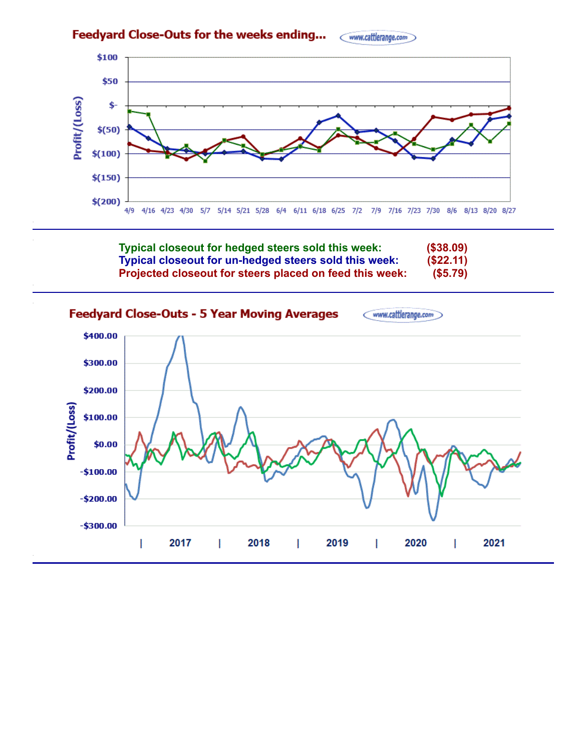## Feedyard Close-Outs for the weeks ending...

www.cattlerange.com

Profit/(Loss)

$100
$50
$-
$(50)
$(100)
$(150)
$(200)

4/9 4/16 4/23 4/30 5/7 5/14 5/21 5/28 6/4 6/11 6/18 6/25 7/2 7/9 7/16 7/23 7/30 8/6 8/13 8/20 8/27

| | |
|---|---|
| Typical closeout for hedged steers sold this week: | ($38.09) |
| Typical closeout for un-hedged steers sold this week: | ($22.11) |
| Projected closeout for steers placed on feed this week: | ($5.79) |

## Feedyard Close-Outs - 5 Year Moving Averages

www.cattlerange.com

Profit/(Loss)

$400.00
$300.00
$200.00
$100.00
$0.00
-$100.00
-$200.00
-$300.00

2017 2018 2019 2020 2021